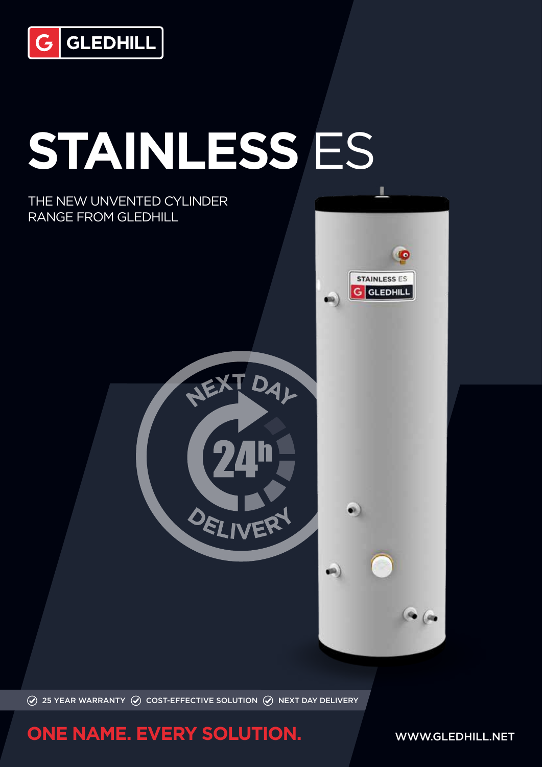GLEDHILL

# STAINLESS ES

THE NEW UNVENTED CYLINDER RANGE FROM GLEDHILL

NEXT DAY 24h DELIVERY

25 YEAR WARRANTY · COST-EFFECTIVE SOLUTION · NEXT DAY DELIVERY

## ONE NAME. EVERY SOLUTION.

WWW.GLEDHILL.NET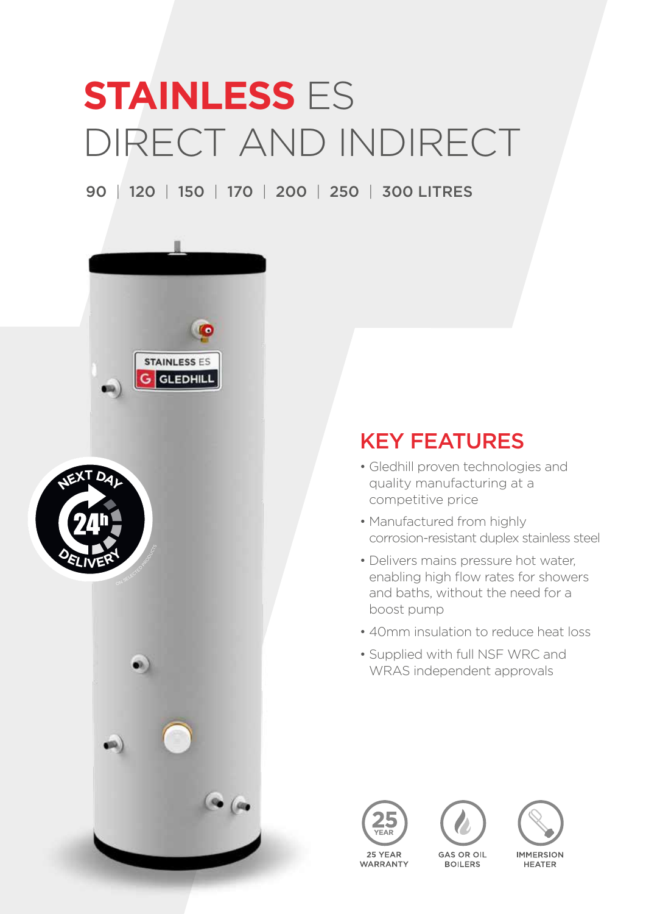# **STAINLESS** ES DIRECT AND INDIRECT

90 | 120 | 150 | 170 | 200 | 250 | 300 LITRES

## KEY FEATURES

- Gledhill proven technologies and quality manufacturing at a competitive price
- Manufactured from highly corrosion-resistant duplex stainless steel
- Delivers mains pressure hot water, enabling high flow rates for showers and baths, without the need for a boost pump
- 40mm insulation to reduce heat loss
- Supplied with full NSF WRC and WRAS independent approvals

25 YEAR WARRANTY

GAS OR OIL BOILERS

IMMERSION HEATER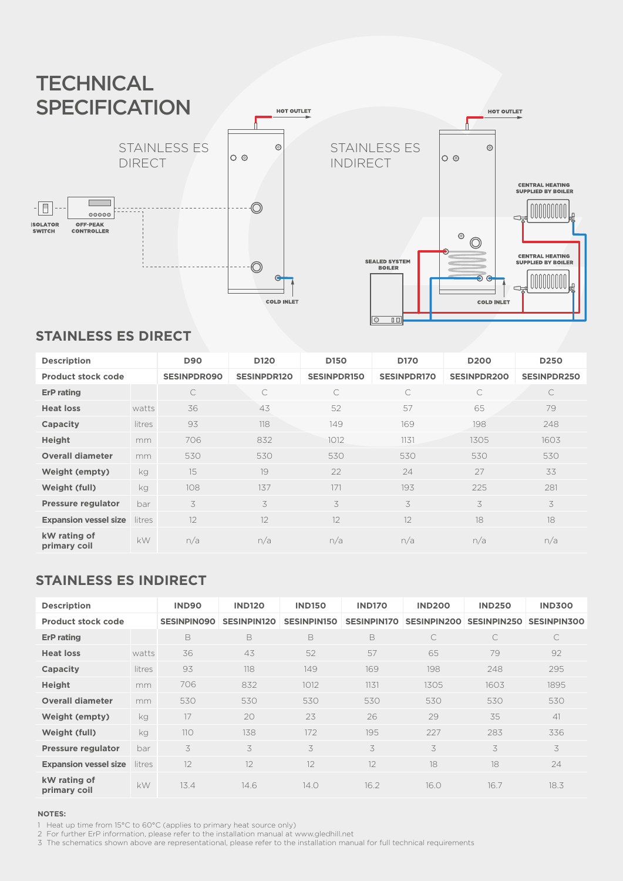# TECHNICAL SPECIFICATION

STAINLESS ES DIRECT

HOT OUTLET

COLD INLET

ISOLATOR SWITCH

OFF-PEAK CONTROLLER

STAINLESS ES INDIRECT

HOT OUTLET

CENTRAL HEATING SUPPLIED BY BOILER

SEALED SYSTEM BOILER

CENTRAL HEATING SUPPLIED BY BOILER

COLD INLET

## STAINLESS ES DIRECT

| Description | | D90 | D120 | D150 | D170 | D200 | D250 |
|---|---|---|---|---|---|---|---|
| Product stock code | | SESINPDR090 | SESINPDR120 | SESINPDR150 | SESINPDR170 | SESINPDR200 | SESINPDR250 |
| **ErP rating** | | C | C | C | C | C | C |
| **Heat loss** | watts | 36 | 43 | 52 | 57 | 65 | 79 |
| **Capacity** | litres | 93 | 118 | 149 | 169 | 198 | 248 |
| **Height** | mm | 706 | 832 | 1012 | 1131 | 1305 | 1603 |
| **Overall diameter** | mm | 530 | 530 | 530 | 530 | 530 | 530 |
| **Weight (empty)** | kg | 15 | 19 | 22 | 24 | 27 | 33 |
| **Weight (full)** | kg | 108 | 137 | 171 | 193 | 225 | 281 |
| **Pressure regulator** | bar | 3 | 3 | 3 | 3 | 3 | 3 |
| **Expansion vessel size** | litres | 12 | 12 | 12 | 12 | 18 | 18 |
| **kW rating of primary coil** | kW | n/a | n/a | n/a | n/a | n/a | n/a |

## STAINLESS ES INDIRECT

| Description | | IND90 | IND120 | IND150 | IND170 | IND200 | IND250 | IND300 |
|---|---|---|---|---|---|---|---|---|
| Product stock code | | SESINPIN090 | SESINPIN120 | SESINPIN150 | SESINPIN170 | SESINPIN200 | SESINPIN250 | SESINPIN300 |
| **ErP rating** | | B | B | B | B | C | C | C |
| **Heat loss** | watts | 36 | 43 | 52 | 57 | 65 | 79 | 92 |
| **Capacity** | litres | 93 | 118 | 149 | 169 | 198 | 248 | 295 |
| **Height** | mm | 706 | 832 | 1012 | 1131 | 1305 | 1603 | 1895 |
| **Overall diameter** | mm | 530 | 530 | 530 | 530 | 530 | 530 | 530 |
| **Weight (empty)** | kg | 17 | 20 | 23 | 26 | 29 | 35 | 41 |
| **Weight (full)** | kg | 110 | 138 | 172 | 195 | 227 | 283 | 336 |
| **Pressure regulator** | bar | 3 | 3 | 3 | 3 | 3 | 3 | 3 |
| **Expansion vessel size** | litres | 12 | 12 | 12 | 12 | 18 | 18 | 24 |
| **kW rating of primary coil** | kW | 13.4 | 14.6 | 14.0 | 16.2 | 16.0 | 16.7 | 18.3 |

**NOTES:**

1 Heat up time from 15°C to 60°C (applies to primary heat source only)
2 For further ErP information, please refer to the installation manual at www.gledhill.net
3 The schematics shown above are representational, please refer to the installation manual for full technical requirements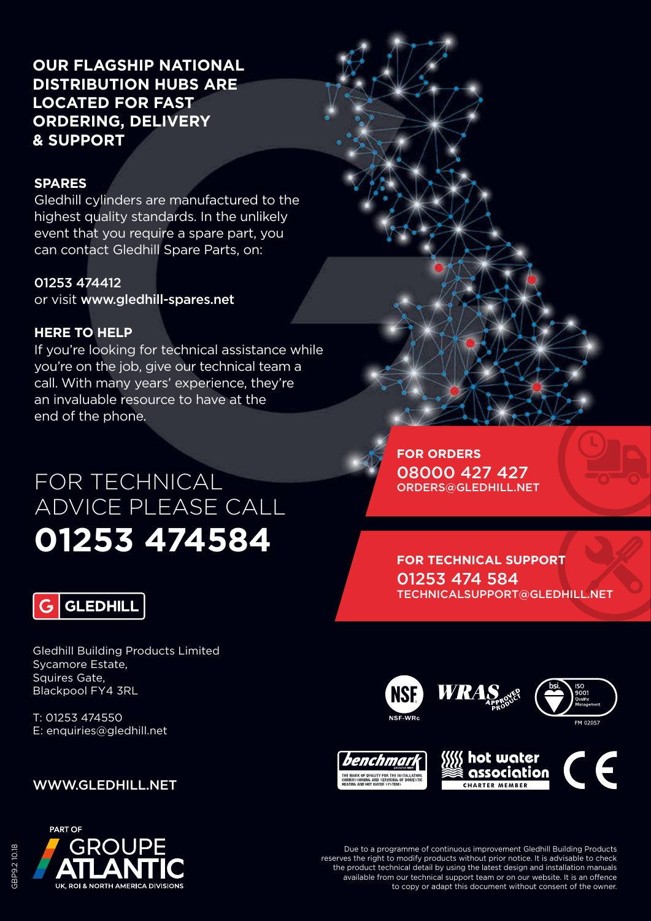## OUR FLAGSHIP NATIONAL DISTRIBUTION HUBS ARE LOCATED FOR FAST ORDERING, DELIVERY & SUPPORT

### SPARES

Gledhill cylinders are manufactured to the highest quality standards. In the unlikely event that you require a spare part, you can contact Gledhill Spare Parts, on:

**01253 474412**
or visit **www.gledhill-spares.net**

### HERE TO HELP

If you're looking for technical assistance while you're on the job, give our technical team a call. With many years' experience, they're an invaluable resource to have at the end of the phone.

FOR TECHNICAL ADVICE PLEASE CALL
**01253 474584**

**FOR ORDERS**
08000 427 427
ORDERS@GLEDHILL.NET

**FOR TECHNICAL SUPPORT**
01253 474 584
TECHNICALSUPPORT@GLEDHILL.NET

GLEDHILL

Gledhill Building Products Limited
Sycamore Estate,
Squires Gate,
Blackpool FY4 3RL

T: 01253 474550
E: enquiries@gledhill.net

WWW.GLEDHILL.NET

NSF-WRc | WRAS APPROVED PRODUCT | bsi. ISO 9001 Quality Management FM 02057

benchmark — THE MARK OF QUALITY FOR THE INSTALLATION, COMMISSIONING AND SERVICING OF DOMESTIC HEATING AND HOT WATER SYSTEMS | hot water association CHARTER MEMBER | CE

PART OF GROUPE ATLANTIC
UK, ROI & NORTH AMERICA DIVISIONS

Due to a programme of continuous improvement Gledhill Building Products reserves the right to modify products without prior notice. It is advisable to check the product technical detail by using the latest design and installation manuals available from our technical support team or on our website. It is an offence to copy or adapt this document without consent of the owner.

GBP9.2 10.18